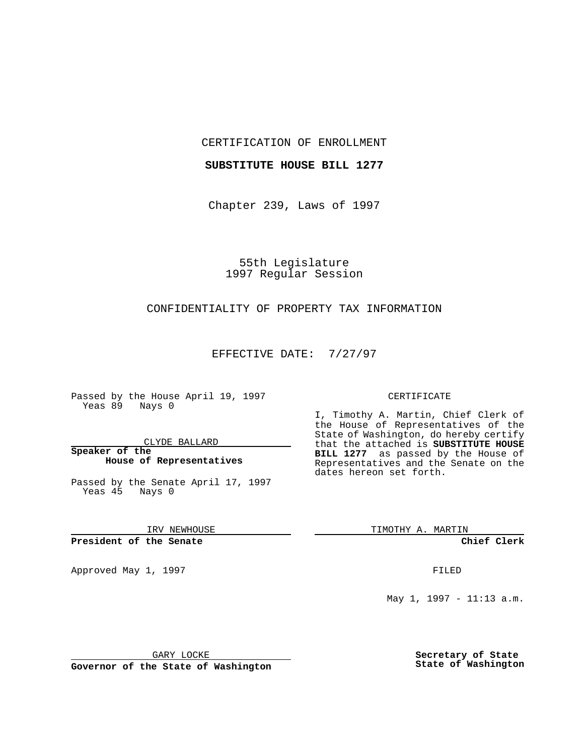CERTIFICATION OF ENROLLMENT

**SUBSTITUTE HOUSE BILL 1277**

Chapter 239, Laws of 1997

55th Legislature
1997 Regular Session

CONFIDENTIALITY OF PROPERTY TAX INFORMATION

EFFECTIVE DATE: 7/27/97

Passed by the House April 19, 1997
Yeas 89 Nays 0

CLYDE BALLARD

**Speaker of the House of Representatives**

Passed by the Senate April 17, 1997
Yeas 45 Nays 0

IRV NEWHOUSE

**President of the Senate**

Approved May 1, 1997

GARY LOCKE

**Governor of the State of Washington**

CERTIFICATE

I, Timothy A. Martin, Chief Clerk of the House of Representatives of the State of Washington, do hereby certify that the attached is **SUBSTITUTE HOUSE BILL 1277** as passed by the House of Representatives and the Senate on the dates hereon set forth.

TIMOTHY A. MARTIN

**Chief Clerk**

FILED

May 1, 1997 - 11:13 a.m.

**Secretary of State**
**State of Washington**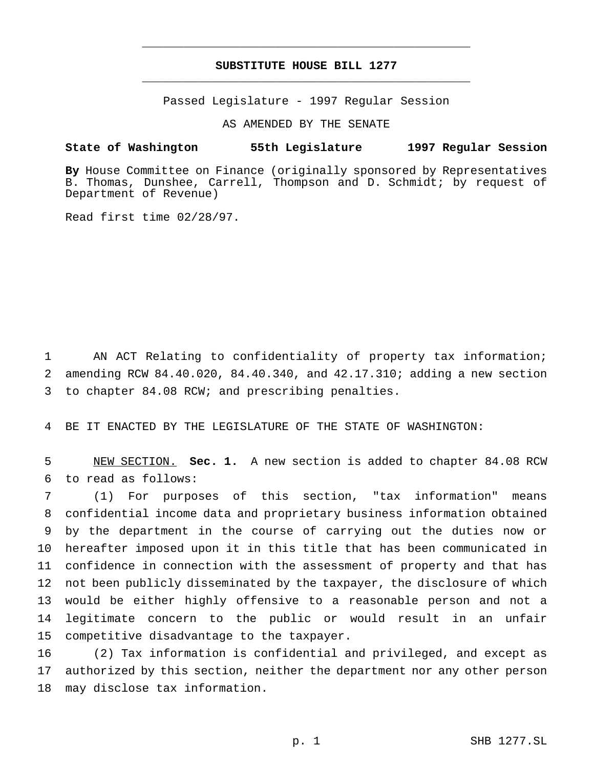# SUBSTITUTE HOUSE BILL 1277

Passed Legislature - 1997 Regular Session

AS AMENDED BY THE SENATE

**State of Washington 55th Legislature 1997 Regular Session**

**By** House Committee on Finance (originally sponsored by Representatives B. Thomas, Dunshee, Carrell, Thompson and D. Schmidt; by request of Department of Revenue)

Read first time 02/28/97.

AN ACT Relating to confidentiality of property tax information; amending RCW 84.40.020, 84.40.340, and 42.17.310; adding a new section to chapter 84.08 RCW; and prescribing penalties.

BE IT ENACTED BY THE LEGISLATURE OF THE STATE OF WASHINGTON:

NEW SECTION. **Sec. 1.** A new section is added to chapter 84.08 RCW to read as follows:

(1) For purposes of this section, "tax information" means confidential income data and proprietary business information obtained by the department in the course of carrying out the duties now or hereafter imposed upon it in this title that has been communicated in confidence in connection with the assessment of property and that has not been publicly disseminated by the taxpayer, the disclosure of which would be either highly offensive to a reasonable person and not a legitimate concern to the public or would result in an unfair competitive disadvantage to the taxpayer.

(2) Tax information is confidential and privileged, and except as authorized by this section, neither the department nor any other person may disclose tax information.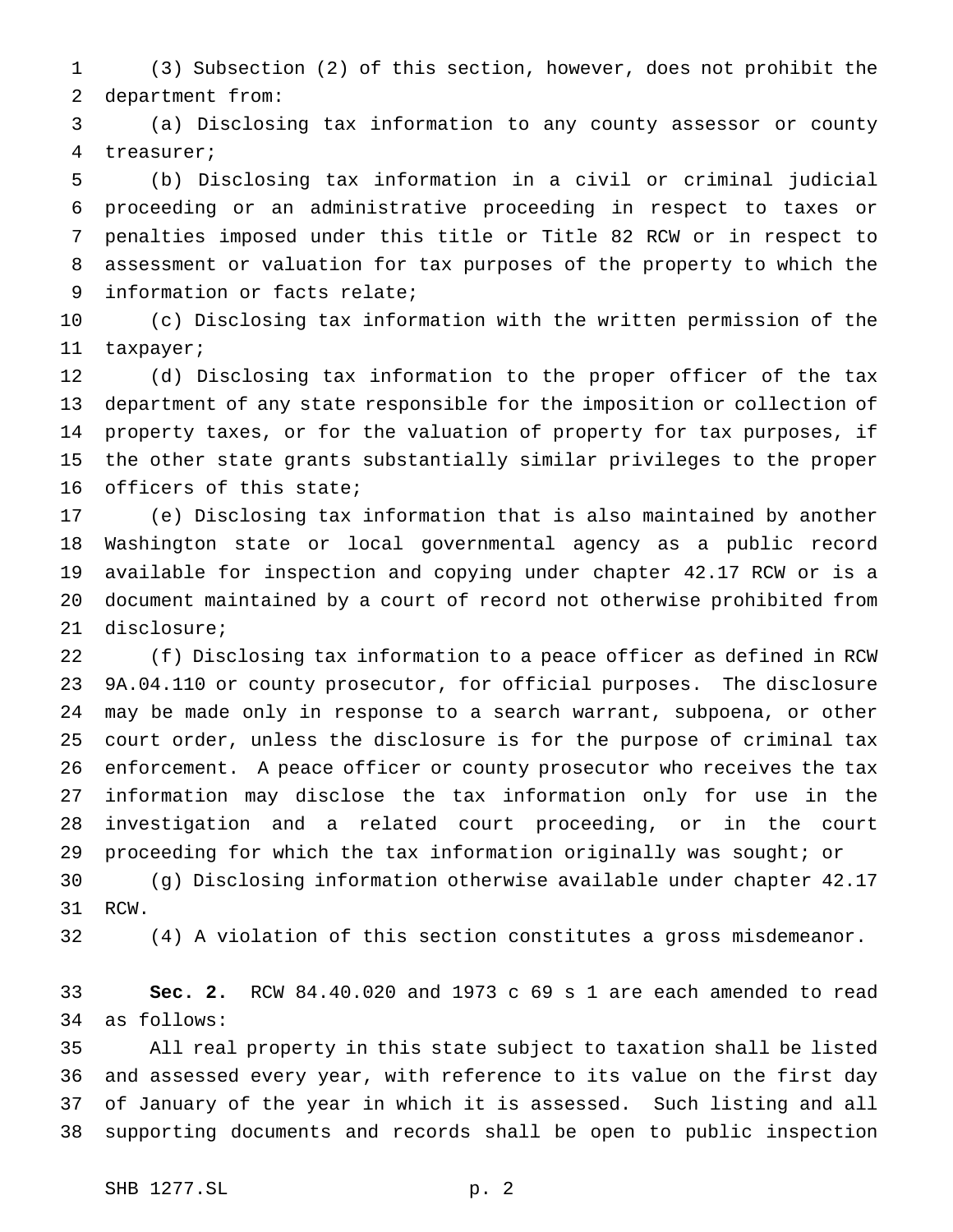(3) Subsection (2) of this section, however, does not prohibit the department from:

(a) Disclosing tax information to any county assessor or county treasurer;

(b) Disclosing tax information in a civil or criminal judicial proceeding or an administrative proceeding in respect to taxes or penalties imposed under this title or Title 82 RCW or in respect to assessment or valuation for tax purposes of the property to which the information or facts relate;

(c) Disclosing tax information with the written permission of the taxpayer;

(d) Disclosing tax information to the proper officer of the tax department of any state responsible for the imposition or collection of property taxes, or for the valuation of property for tax purposes, if the other state grants substantially similar privileges to the proper officers of this state;

(e) Disclosing tax information that is also maintained by another Washington state or local governmental agency as a public record available for inspection and copying under chapter 42.17 RCW or is a document maintained by a court of record not otherwise prohibited from disclosure;

(f) Disclosing tax information to a peace officer as defined in RCW 9A.04.110 or county prosecutor, for official purposes. The disclosure may be made only in response to a search warrant, subpoena, or other court order, unless the disclosure is for the purpose of criminal tax enforcement. A peace officer or county prosecutor who receives the tax information may disclose the tax information only for use in the investigation and a related court proceeding, or in the court proceeding for which the tax information originally was sought; or

(g) Disclosing information otherwise available under chapter 42.17 RCW.

(4) A violation of this section constitutes a gross misdemeanor.

**Sec. 2.** RCW 84.40.020 and 1973 c 69 s 1 are each amended to read as follows:

All real property in this state subject to taxation shall be listed and assessed every year, with reference to its value on the first day of January of the year in which it is assessed. Such listing and all supporting documents and records shall be open to public inspection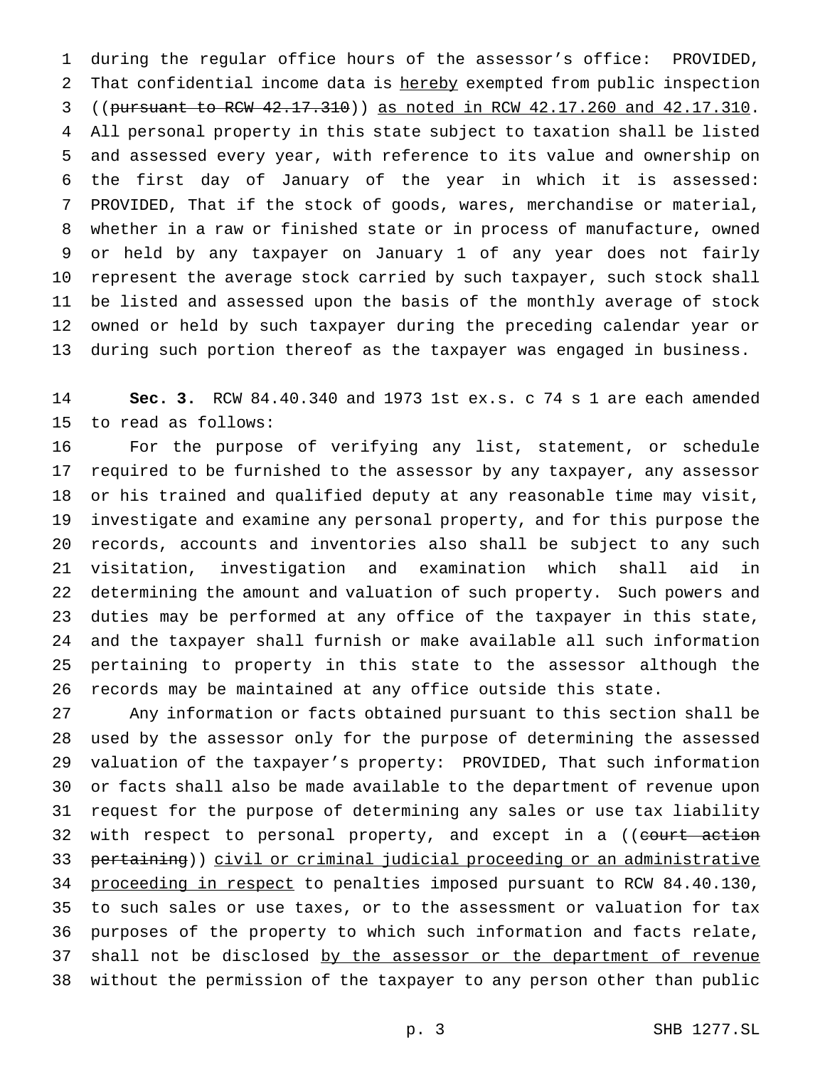during the regular office hours of the assessor's office: PROVIDED, That confidential income data is hereby exempted from public inspection ((~~pursuant to RCW 42.17.310~~)) as noted in RCW 42.17.260 and 42.17.310. All personal property in this state subject to taxation shall be listed and assessed every year, with reference to its value and ownership on the first day of January of the year in which it is assessed: PROVIDED, That if the stock of goods, wares, merchandise or material, whether in a raw or finished state or in process of manufacture, owned or held by any taxpayer on January 1 of any year does not fairly represent the average stock carried by such taxpayer, such stock shall be listed and assessed upon the basis of the monthly average of stock owned or held by such taxpayer during the preceding calendar year or during such portion thereof as the taxpayer was engaged in business.

**Sec. 3.** RCW 84.40.340 and 1973 1st ex.s. c 74 s 1 are each amended to read as follows:

For the purpose of verifying any list, statement, or schedule required to be furnished to the assessor by any taxpayer, any assessor or his trained and qualified deputy at any reasonable time may visit, investigate and examine any personal property, and for this purpose the records, accounts and inventories also shall be subject to any such visitation, investigation and examination which shall aid in determining the amount and valuation of such property. Such powers and duties may be performed at any office of the taxpayer in this state, and the taxpayer shall furnish or make available all such information pertaining to property in this state to the assessor although the records may be maintained at any office outside this state.

Any information or facts obtained pursuant to this section shall be used by the assessor only for the purpose of determining the assessed valuation of the taxpayer's property: PROVIDED, That such information or facts shall also be made available to the department of revenue upon request for the purpose of determining any sales or use tax liability with respect to personal property, and except in a ((~~court action pertaining~~)) civil or criminal judicial proceeding or an administrative proceeding in respect to penalties imposed pursuant to RCW 84.40.130, to such sales or use taxes, or to the assessment or valuation for tax purposes of the property to which such information and facts relate, shall not be disclosed by the assessor or the department of revenue without the permission of the taxpayer to any person other than public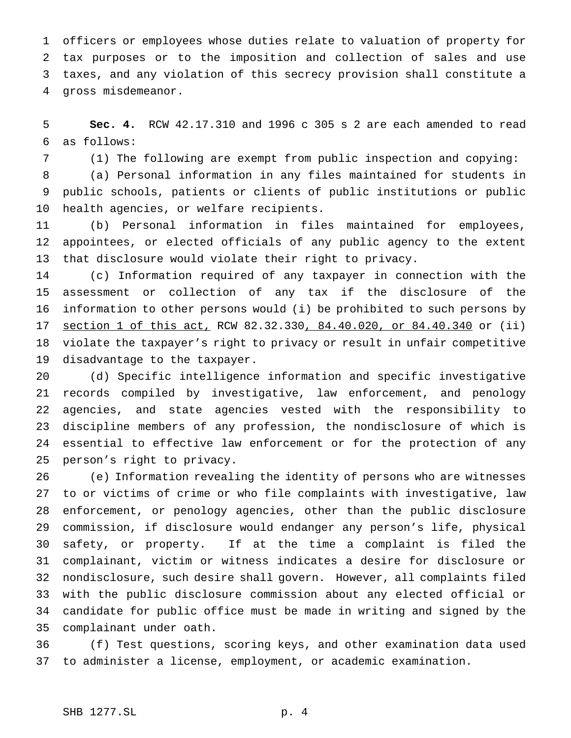officers or employees whose duties relate to valuation of property for tax purposes or to the imposition and collection of sales and use taxes, and any violation of this secrecy provision shall constitute a gross misdemeanor.

**Sec. 4.** RCW 42.17.310 and 1996 c 305 s 2 are each amended to read as follows:

(1) The following are exempt from public inspection and copying:

(a) Personal information in any files maintained for students in public schools, patients or clients of public institutions or public health agencies, or welfare recipients.

(b) Personal information in files maintained for employees, appointees, or elected officials of any public agency to the extent that disclosure would violate their right to privacy.

(c) Information required of any taxpayer in connection with the assessment or collection of any tax if the disclosure of the information to other persons would (i) be prohibited to such persons by section 1 of this act, RCW 82.32.330, 84.40.020, or 84.40.340 or (ii) violate the taxpayer's right to privacy or result in unfair competitive disadvantage to the taxpayer.

(d) Specific intelligence information and specific investigative records compiled by investigative, law enforcement, and penology agencies, and state agencies vested with the responsibility to discipline members of any profession, the nondisclosure of which is essential to effective law enforcement or for the protection of any person's right to privacy.

(e) Information revealing the identity of persons who are witnesses to or victims of crime or who file complaints with investigative, law enforcement, or penology agencies, other than the public disclosure commission, if disclosure would endanger any person's life, physical safety, or property. If at the time a complaint is filed the complainant, victim or witness indicates a desire for disclosure or nondisclosure, such desire shall govern. However, all complaints filed with the public disclosure commission about any elected official or candidate for public office must be made in writing and signed by the complainant under oath.

(f) Test questions, scoring keys, and other examination data used to administer a license, employment, or academic examination.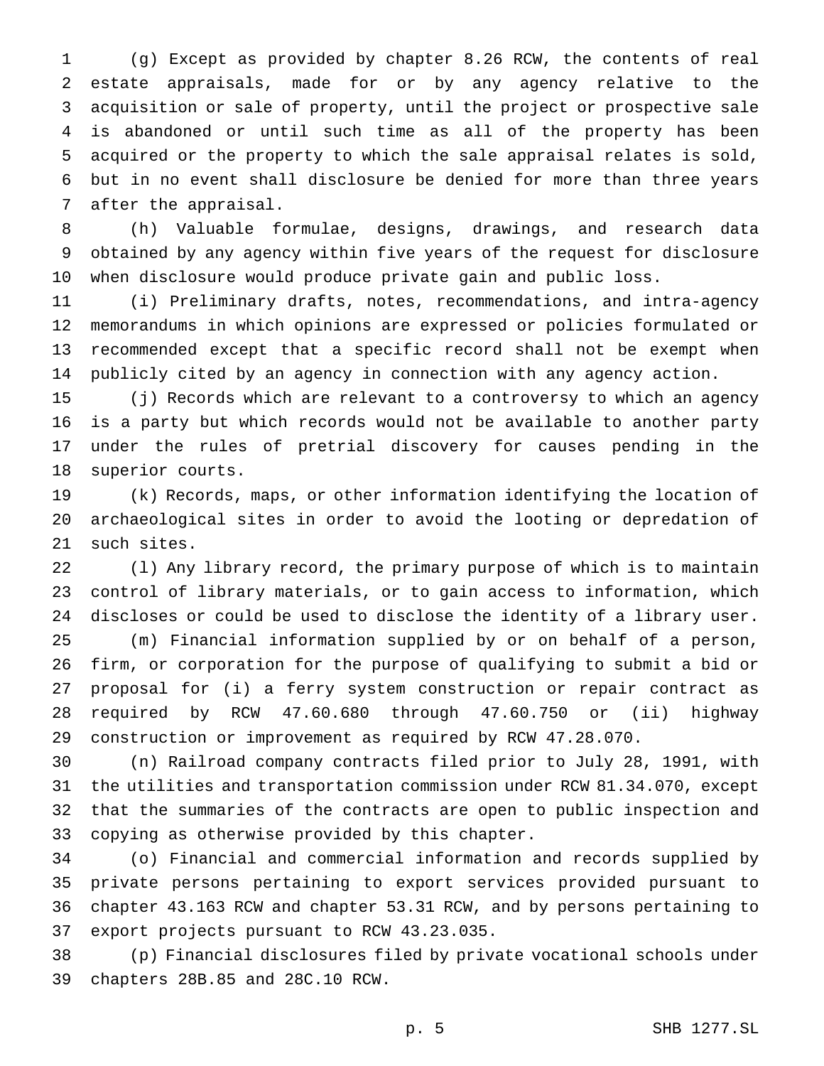(g) Except as provided by chapter 8.26 RCW, the contents of real estate appraisals, made for or by any agency relative to the acquisition or sale of property, until the project or prospective sale is abandoned or until such time as all of the property has been acquired or the property to which the sale appraisal relates is sold, but in no event shall disclosure be denied for more than three years after the appraisal.

(h) Valuable formulae, designs, drawings, and research data obtained by any agency within five years of the request for disclosure when disclosure would produce private gain and public loss.

(i) Preliminary drafts, notes, recommendations, and intra-agency memorandums in which opinions are expressed or policies formulated or recommended except that a specific record shall not be exempt when publicly cited by an agency in connection with any agency action.

(j) Records which are relevant to a controversy to which an agency is a party but which records would not be available to another party under the rules of pretrial discovery for causes pending in the superior courts.

(k) Records, maps, or other information identifying the location of archaeological sites in order to avoid the looting or depredation of such sites.

(l) Any library record, the primary purpose of which is to maintain control of library materials, or to gain access to information, which discloses or could be used to disclose the identity of a library user.

(m) Financial information supplied by or on behalf of a person, firm, or corporation for the purpose of qualifying to submit a bid or proposal for (i) a ferry system construction or repair contract as required by RCW 47.60.680 through 47.60.750 or (ii) highway construction or improvement as required by RCW 47.28.070.

(n) Railroad company contracts filed prior to July 28, 1991, with the utilities and transportation commission under RCW 81.34.070, except that the summaries of the contracts are open to public inspection and copying as otherwise provided by this chapter.

(o) Financial and commercial information and records supplied by private persons pertaining to export services provided pursuant to chapter 43.163 RCW and chapter 53.31 RCW, and by persons pertaining to export projects pursuant to RCW 43.23.035.

(p) Financial disclosures filed by private vocational schools under chapters 28B.85 and 28C.10 RCW.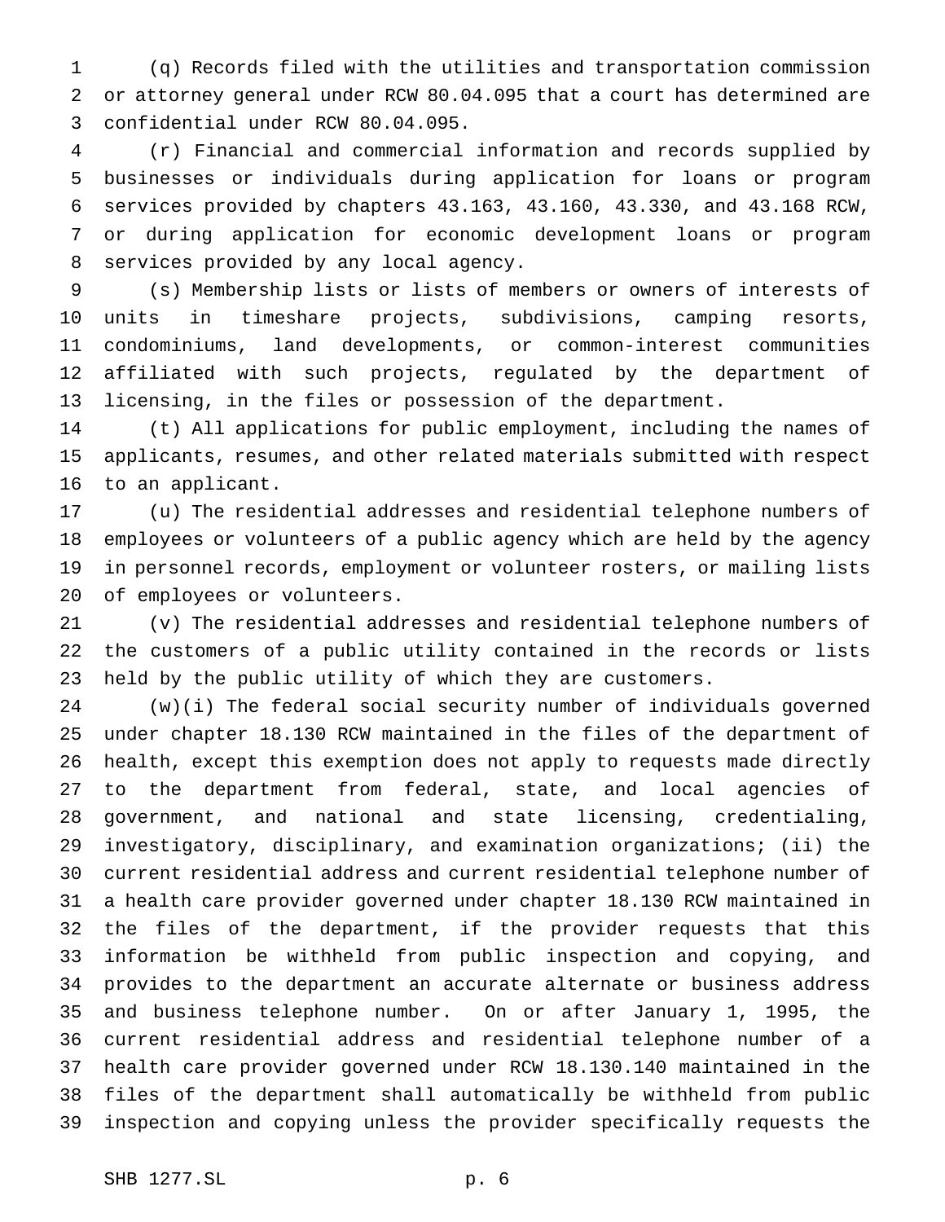(q) Records filed with the utilities and transportation commission or attorney general under RCW 80.04.095 that a court has determined are confidential under RCW 80.04.095.

(r) Financial and commercial information and records supplied by businesses or individuals during application for loans or program services provided by chapters 43.163, 43.160, 43.330, and 43.168 RCW, or during application for economic development loans or program services provided by any local agency.

(s) Membership lists or lists of members or owners of interests of units in timeshare projects, subdivisions, camping resorts, condominiums, land developments, or common-interest communities affiliated with such projects, regulated by the department of licensing, in the files or possession of the department.

(t) All applications for public employment, including the names of applicants, resumes, and other related materials submitted with respect to an applicant.

(u) The residential addresses and residential telephone numbers of employees or volunteers of a public agency which are held by the agency in personnel records, employment or volunteer rosters, or mailing lists of employees or volunteers.

(v) The residential addresses and residential telephone numbers of the customers of a public utility contained in the records or lists held by the public utility of which they are customers.

(w)(i) The federal social security number of individuals governed under chapter 18.130 RCW maintained in the files of the department of health, except this exemption does not apply to requests made directly to the department from federal, state, and local agencies of government, and national and state licensing, credentialing, investigatory, disciplinary, and examination organizations; (ii) the current residential address and current residential telephone number of a health care provider governed under chapter 18.130 RCW maintained in the files of the department, if the provider requests that this information be withheld from public inspection and copying, and provides to the department an accurate alternate or business address and business telephone number. On or after January 1, 1995, the current residential address and residential telephone number of a health care provider governed under RCW 18.130.140 maintained in the files of the department shall automatically be withheld from public inspection and copying unless the provider specifically requests the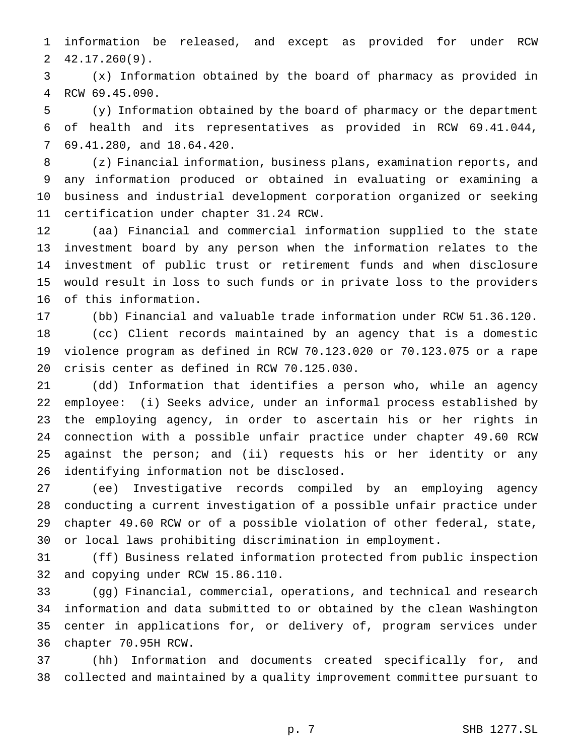information be released, and except as provided for under RCW 42.17.260(9).

(x) Information obtained by the board of pharmacy as provided in RCW 69.45.090.

(y) Information obtained by the board of pharmacy or the department of health and its representatives as provided in RCW 69.41.044, 69.41.280, and 18.64.420.

(z) Financial information, business plans, examination reports, and any information produced or obtained in evaluating or examining a business and industrial development corporation organized or seeking certification under chapter 31.24 RCW.

(aa) Financial and commercial information supplied to the state investment board by any person when the information relates to the investment of public trust or retirement funds and when disclosure would result in loss to such funds or in private loss to the providers of this information.

(bb) Financial and valuable trade information under RCW 51.36.120.

(cc) Client records maintained by an agency that is a domestic violence program as defined in RCW 70.123.020 or 70.123.075 or a rape crisis center as defined in RCW 70.125.030.

(dd) Information that identifies a person who, while an agency employee: (i) Seeks advice, under an informal process established by the employing agency, in order to ascertain his or her rights in connection with a possible unfair practice under chapter 49.60 RCW against the person; and (ii) requests his or her identity or any identifying information not be disclosed.

(ee) Investigative records compiled by an employing agency conducting a current investigation of a possible unfair practice under chapter 49.60 RCW or of a possible violation of other federal, state, or local laws prohibiting discrimination in employment.

(ff) Business related information protected from public inspection and copying under RCW 15.86.110.

(gg) Financial, commercial, operations, and technical and research information and data submitted to or obtained by the clean Washington center in applications for, or delivery of, program services under chapter 70.95H RCW.

(hh) Information and documents created specifically for, and collected and maintained by a quality improvement committee pursuant to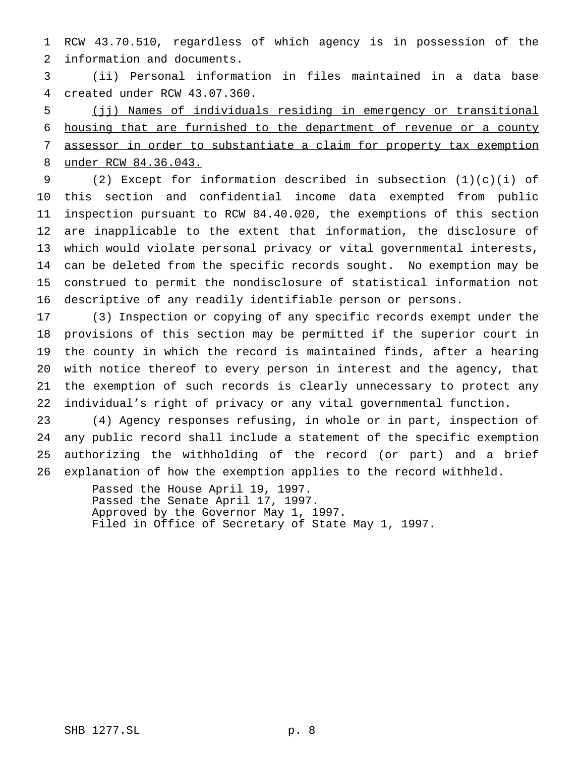RCW 43.70.510, regardless of which agency is in possession of the information and documents.

(ii) Personal information in files maintained in a data base created under RCW 43.07.360.

<u>(jj) Names of individuals residing in emergency or transitional housing that are furnished to the department of revenue or a county assessor in order to substantiate a claim for property tax exemption under RCW 84.36.043.</u>

(2) Except for information described in subsection (1)(c)(i) of this section and confidential income data exempted from public inspection pursuant to RCW 84.40.020, the exemptions of this section are inapplicable to the extent that information, the disclosure of which would violate personal privacy or vital governmental interests, can be deleted from the specific records sought. No exemption may be construed to permit the nondisclosure of statistical information not descriptive of any readily identifiable person or persons.

(3) Inspection or copying of any specific records exempt under the provisions of this section may be permitted if the superior court in the county in which the record is maintained finds, after a hearing with notice thereof to every person in interest and the agency, that the exemption of such records is clearly unnecessary to protect any individual's right of privacy or any vital governmental function.

(4) Agency responses refusing, in whole or in part, inspection of any public record shall include a statement of the specific exemption authorizing the withholding of the record (or part) and a brief explanation of how the exemption applies to the record withheld.

Passed the House April 19, 1997.
Passed the Senate April 17, 1997.
Approved by the Governor May 1, 1997.
Filed in Office of Secretary of State May 1, 1997.